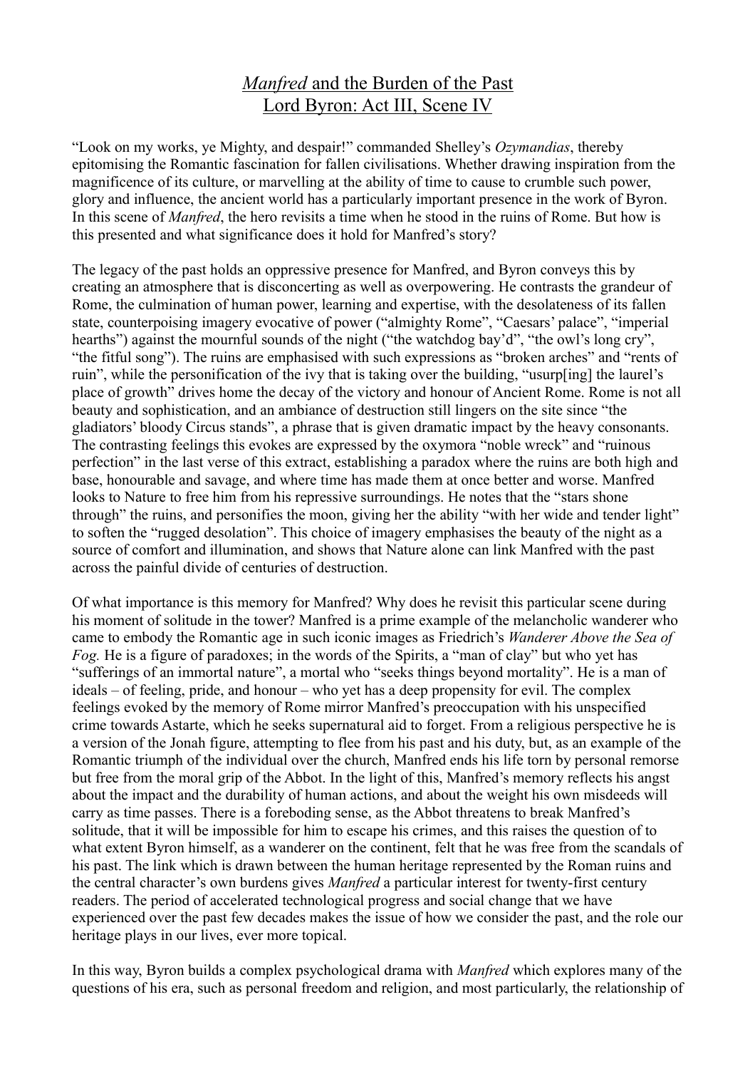# *Manfred* and the Burden of the Past
## Lord Byron: Act III, Scene IV

"Look on my works, ye Mighty, and despair!" commanded Shelley's *Ozymandias*, thereby epitomising the Romantic fascination for fallen civilisations. Whether drawing inspiration from the magnificence of its culture, or marvelling at the ability of time to cause to crumble such power, glory and influence, the ancient world has a particularly important presence in the work of Byron. In this scene of *Manfred*, the hero revisits a time when he stood in the ruins of Rome. But how is this presented and what significance does it hold for Manfred's story?

The legacy of the past holds an oppressive presence for Manfred, and Byron conveys this by creating an atmosphere that is disconcerting as well as overpowering. He contrasts the grandeur of Rome, the culmination of human power, learning and expertise, with the desolateness of its fallen state, counterpoising imagery evocative of power ("almighty Rome", "Caesars' palace", "imperial hearths") against the mournful sounds of the night ("the watchdog bay'd", "the owl's long cry", "the fitful song"). The ruins are emphasised with such expressions as "broken arches" and "rents of ruin", while the personification of the ivy that is taking over the building, "usurp[ing] the laurel's place of growth" drives home the decay of the victory and honour of Ancient Rome. Rome is not all beauty and sophistication, and an ambiance of destruction still lingers on the site since "the gladiators' bloody Circus stands", a phrase that is given dramatic impact by the heavy consonants. The contrasting feelings this evokes are expressed by the oxymora "noble wreck" and "ruinous perfection" in the last verse of this extract, establishing a paradox where the ruins are both high and base, honourable and savage, and where time has made them at once better and worse. Manfred looks to Nature to free him from his repressive surroundings. He notes that the "stars shone through" the ruins, and personifies the moon, giving her the ability "with her wide and tender light" to soften the "rugged desolation". This choice of imagery emphasises the beauty of the night as a source of comfort and illumination, and shows that Nature alone can link Manfred with the past across the painful divide of centuries of destruction.

Of what importance is this memory for Manfred? Why does he revisit this particular scene during his moment of solitude in the tower? Manfred is a prime example of the melancholic wanderer who came to embody the Romantic age in such iconic images as Friedrich's *Wanderer Above the Sea of Fog.* He is a figure of paradoxes; in the words of the Spirits, a "man of clay" but who yet has "sufferings of an immortal nature", a mortal who "seeks things beyond mortality". He is a man of ideals – of feeling, pride, and honour – who yet has a deep propensity for evil. The complex feelings evoked by the memory of Rome mirror Manfred's preoccupation with his unspecified crime towards Astarte, which he seeks supernatural aid to forget. From a religious perspective he is a version of the Jonah figure, attempting to flee from his past and his duty, but, as an example of the Romantic triumph of the individual over the church, Manfred ends his life torn by personal remorse but free from the moral grip of the Abbot. In the light of this, Manfred's memory reflects his angst about the impact and the durability of human actions, and about the weight his own misdeeds will carry as time passes. There is a foreboding sense, as the Abbot threatens to break Manfred's solitude, that it will be impossible for him to escape his crimes, and this raises the question of to what extent Byron himself, as a wanderer on the continent, felt that he was free from the scandals of his past. The link which is drawn between the human heritage represented by the Roman ruins and the central character's own burdens gives *Manfred* a particular interest for twenty-first century readers. The period of accelerated technological progress and social change that we have experienced over the past few decades makes the issue of how we consider the past, and the role our heritage plays in our lives, ever more topical.

In this way, Byron builds a complex psychological drama with *Manfred* which explores many of the questions of his era, such as personal freedom and religion, and most particularly, the relationship of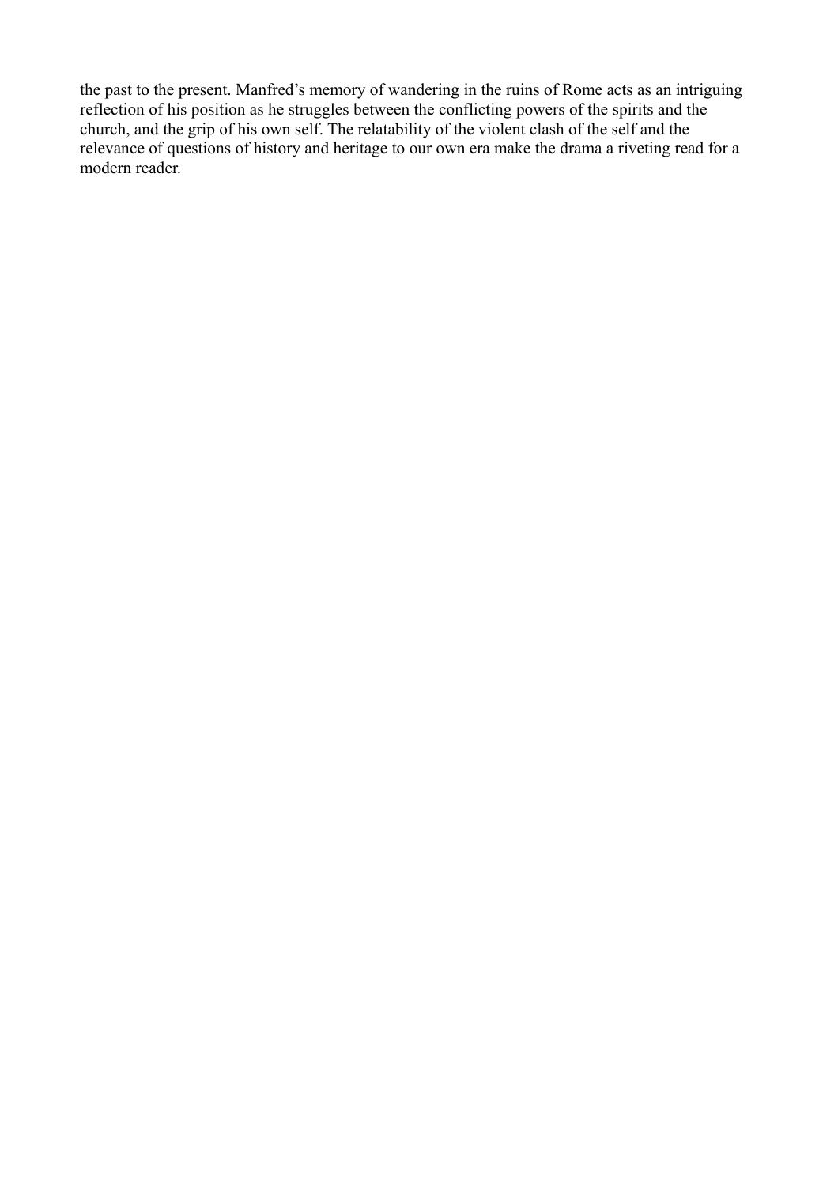the past to the present. Manfred's memory of wandering in the ruins of Rome acts as an intriguing reflection of his position as he struggles between the conflicting powers of the spirits and the church, and the grip of his own self. The relatability of the violent clash of the self and the relevance of questions of history and heritage to our own era make the drama a riveting read for a modern reader.